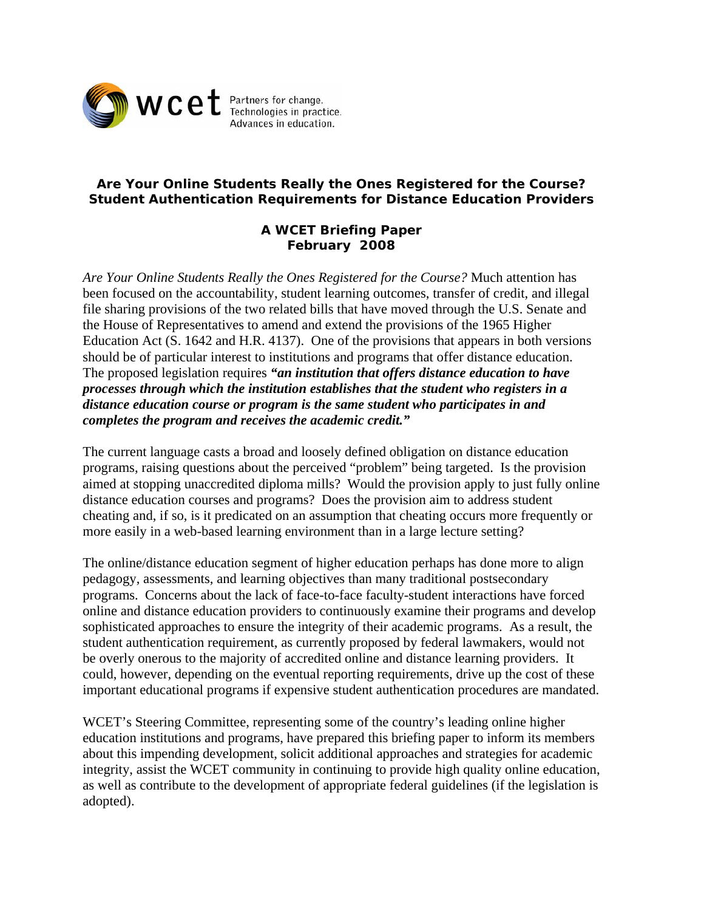wcet Partners for change. Technologies in practice. Advances in education.

# Are Your Online Students Really the Ones Registered for the Course? Student Authentication Requirements for Distance Education Providers

## A WCET Briefing Paper February 2008

*Are Your Online Students Really the Ones Registered for the Course?* Much attention has been focused on the accountability, student learning outcomes, transfer of credit, and illegal file sharing provisions of the two related bills that have moved through the U.S. Senate and the House of Representatives to amend and extend the provisions of the 1965 Higher Education Act (S. 1642 and H.R. 4137). One of the provisions that appears in both versions should be of particular interest to institutions and programs that offer distance education. The proposed legislation requires ***"an institution that offers distance education to have processes through which the institution establishes that the student who registers in a distance education course or program is the same student who participates in and completes the program and receives the academic credit."***

The current language casts a broad and loosely defined obligation on distance education programs, raising questions about the perceived "problem" being targeted. Is the provision aimed at stopping unaccredited diploma mills? Would the provision apply to just fully online distance education courses and programs? Does the provision aim to address student cheating and, if so, is it predicated on an assumption that cheating occurs more frequently or more easily in a web-based learning environment than in a large lecture setting?

The online/distance education segment of higher education perhaps has done more to align pedagogy, assessments, and learning objectives than many traditional postsecondary programs. Concerns about the lack of face-to-face faculty-student interactions have forced online and distance education providers to continuously examine their programs and develop sophisticated approaches to ensure the integrity of their academic programs. As a result, the student authentication requirement, as currently proposed by federal lawmakers, would not be overly onerous to the majority of accredited online and distance learning providers. It could, however, depending on the eventual reporting requirements, drive up the cost of these important educational programs if expensive student authentication procedures are mandated.

WCET's Steering Committee, representing some of the country's leading online higher education institutions and programs, have prepared this briefing paper to inform its members about this impending development, solicit additional approaches and strategies for academic integrity, assist the WCET community in continuing to provide high quality online education, as well as contribute to the development of appropriate federal guidelines (if the legislation is adopted).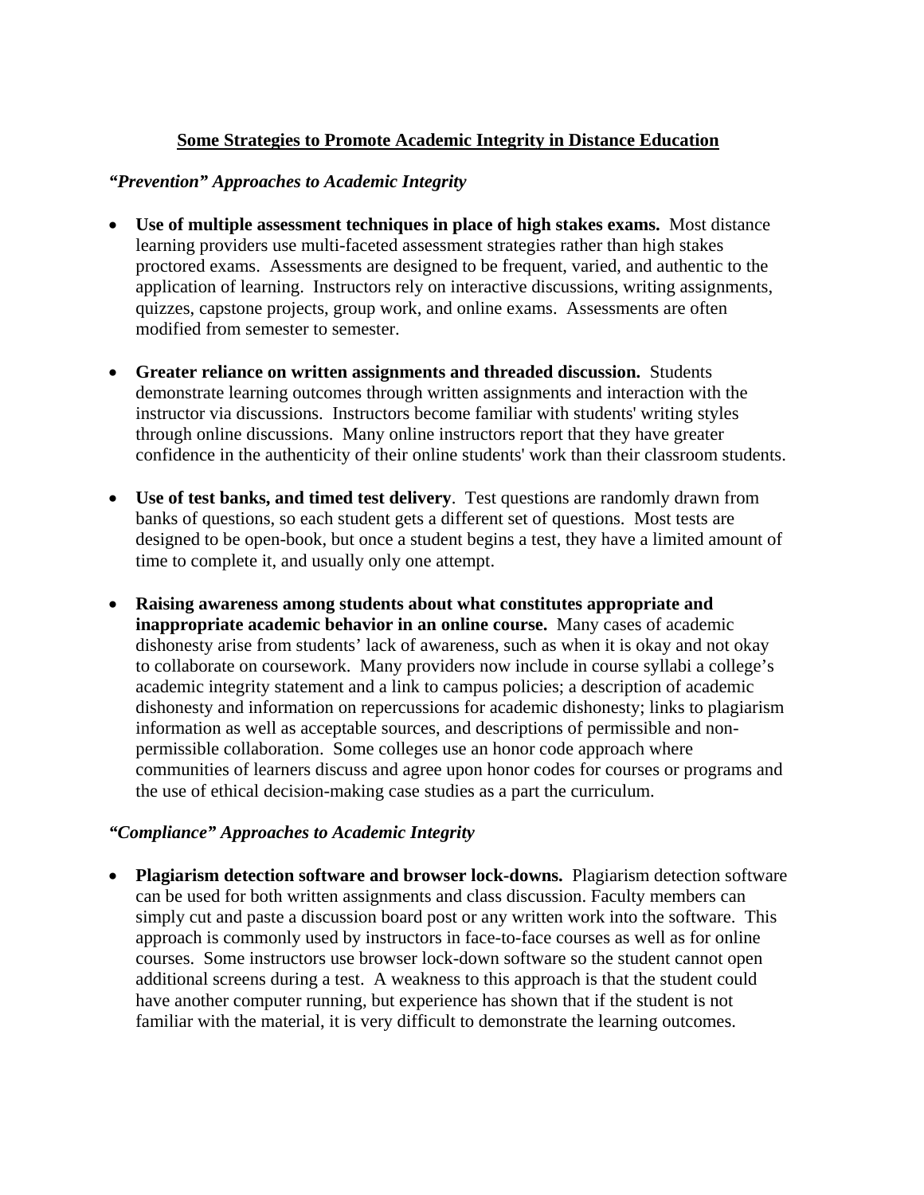## **Some Strategies to Promote Academic Integrity in Distance Education**

### *"Prevention" Approaches to Academic Integrity*

- **Use of multiple assessment techniques in place of high stakes exams.** Most distance learning providers use multi-faceted assessment strategies rather than high stakes proctored exams. Assessments are designed to be frequent, varied, and authentic to the application of learning. Instructors rely on interactive discussions, writing assignments, quizzes, capstone projects, group work, and online exams. Assessments are often modified from semester to semester.

- **Greater reliance on written assignments and threaded discussion.** Students demonstrate learning outcomes through written assignments and interaction with the instructor via discussions. Instructors become familiar with students' writing styles through online discussions. Many online instructors report that they have greater confidence in the authenticity of their online students' work than their classroom students.

- **Use of test banks, and timed test delivery**. Test questions are randomly drawn from banks of questions, so each student gets a different set of questions. Most tests are designed to be open-book, but once a student begins a test, they have a limited amount of time to complete it, and usually only one attempt.

- **Raising awareness among students about what constitutes appropriate and inappropriate academic behavior in an online course.** Many cases of academic dishonesty arise from students' lack of awareness, such as when it is okay and not okay to collaborate on coursework. Many providers now include in course syllabi a college's academic integrity statement and a link to campus policies; a description of academic dishonesty and information on repercussions for academic dishonesty; links to plagiarism information as well as acceptable sources, and descriptions of permissible and non-permissible collaboration. Some colleges use an honor code approach where communities of learners discuss and agree upon honor codes for courses or programs and the use of ethical decision-making case studies as a part the curriculum.

### *"Compliance" Approaches to Academic Integrity*

- **Plagiarism detection software and browser lock-downs.** Plagiarism detection software can be used for both written assignments and class discussion. Faculty members can simply cut and paste a discussion board post or any written work into the software. This approach is commonly used by instructors in face-to-face courses as well as for online courses. Some instructors use browser lock-down software so the student cannot open additional screens during a test. A weakness to this approach is that the student could have another computer running, but experience has shown that if the student is not familiar with the material, it is very difficult to demonstrate the learning outcomes.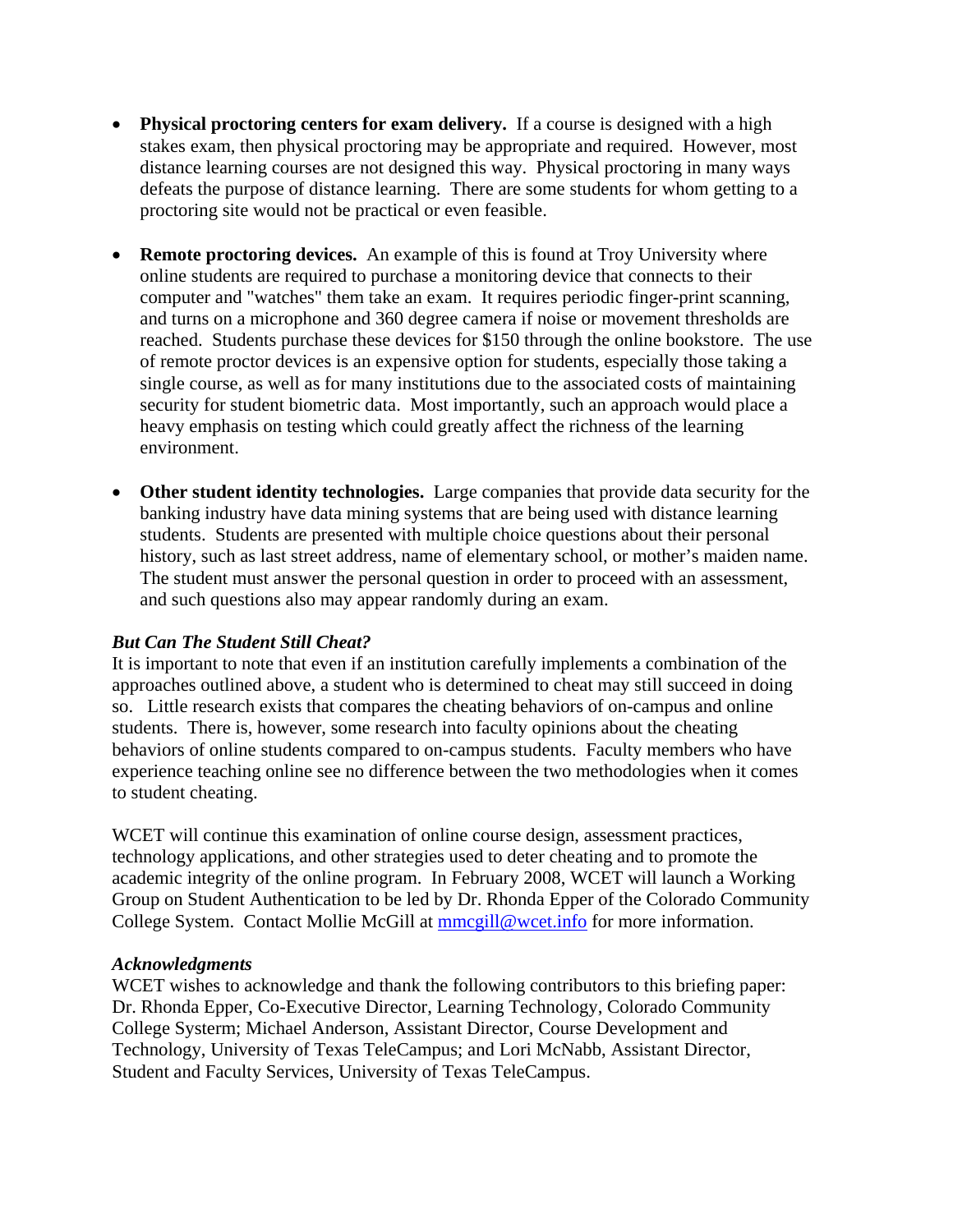- **Physical proctoring centers for exam delivery.** If a course is designed with a high stakes exam, then physical proctoring may be appropriate and required. However, most distance learning courses are not designed this way. Physical proctoring in many ways defeats the purpose of distance learning. There are some students for whom getting to a proctoring site would not be practical or even feasible.

- **Remote proctoring devices.** An example of this is found at Troy University where online students are required to purchase a monitoring device that connects to their computer and "watches" them take an exam. It requires periodic finger-print scanning, and turns on a microphone and 360 degree camera if noise or movement thresholds are reached. Students purchase these devices for $150 through the online bookstore. The use of remote proctor devices is an expensive option for students, especially those taking a single course, as well as for many institutions due to the associated costs of maintaining security for student biometric data. Most importantly, such an approach would place a heavy emphasis on testing which could greatly affect the richness of the learning environment.

- **Other student identity technologies.** Large companies that provide data security for the banking industry have data mining systems that are being used with distance learning students. Students are presented with multiple choice questions about their personal history, such as last street address, name of elementary school, or mother's maiden name. The student must answer the personal question in order to proceed with an assessment, and such questions also may appear randomly during an exam.

***But Can The Student Still Cheat?***

It is important to note that even if an institution carefully implements a combination of the approaches outlined above, a student who is determined to cheat may still succeed in doing so. Little research exists that compares the cheating behaviors of on-campus and online students. There is, however, some research into faculty opinions about the cheating behaviors of online students compared to on-campus students. Faculty members who have experience teaching online see no difference between the two methodologies when it comes to student cheating.

WCET will continue this examination of online course design, assessment practices, technology applications, and other strategies used to deter cheating and to promote the academic integrity of the online program. In February 2008, WCET will launch a Working Group on Student Authentication to be led by Dr. Rhonda Epper of the Colorado Community College System. Contact Mollie McGill at mmcgill@wcet.info for more information.

***Acknowledgments***

WCET wishes to acknowledge and thank the following contributors to this briefing paper: Dr. Rhonda Epper, Co-Executive Director, Learning Technology, Colorado Community College Systerm; Michael Anderson, Assistant Director, Course Development and Technology, University of Texas TeleCampus; and Lori McNabb, Assistant Director, Student and Faculty Services, University of Texas TeleCampus.